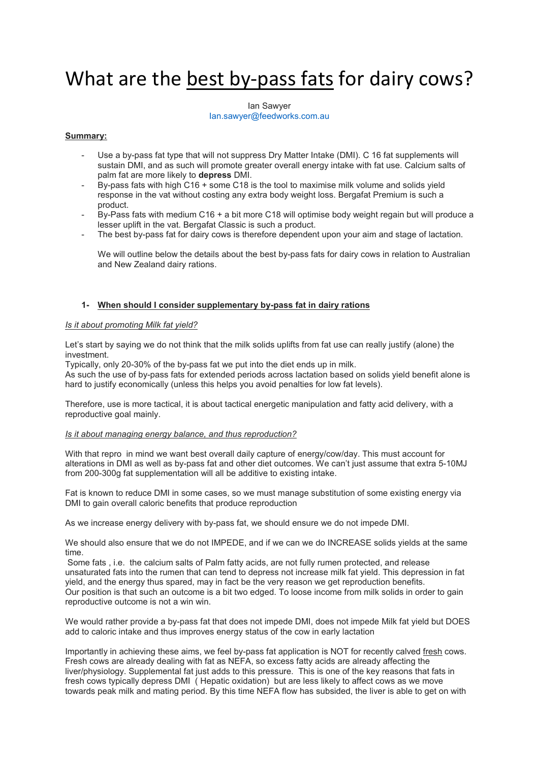# What are the best by-pass fats for dairy cows?

Ian Sawyer
Ian.sawyer@feedworks.com.au

**Summary:**

- Use a by-pass fat type that will not suppress Dry Matter Intake (DMI). C 16 fat supplements will sustain DMI, and as such will promote greater overall energy intake with fat use. Calcium salts of palm fat are more likely to **depress** DMI.
- By-pass fats with high C16 + some C18 is the tool to maximise milk volume and solids yield response in the vat without costing any extra body weight loss. Bergafat Premium is such a product.
- By-Pass fats with medium C16 + a bit more C18 will optimise body weight regain but will produce a lesser uplift in the vat. Bergafat Classic is such a product.
- The best by-pass fat for dairy cows is therefore dependent upon your aim and stage of lactation.

  We will outline below the details about the best by-pass fats for dairy cows in relation to Australian and New Zealand dairy rations.

## 1- When should I consider supplementary by-pass fat in dairy rations

*Is it about promoting Milk fat yield?*

Let's start by saying we do not think that the milk solids uplifts from fat use can really justify (alone) the investment.
Typically, only 20-30% of the by-pass fat we put into the diet ends up in milk.
As such the use of by-pass fats for extended periods across lactation based on solids yield benefit alone is hard to justify economically (unless this helps you avoid penalties for low fat levels).

Therefore, use is more tactical, it is about tactical energetic manipulation and fatty acid delivery, with a reproductive goal mainly.

*Is it about managing energy balance, and thus reproduction?*

With that repro in mind we want best overall daily capture of energy/cow/day. This must account for alterations in DMI as well as by-pass fat and other diet outcomes. We can't just assume that extra 5-10MJ from 200-300g fat supplementation will all be additive to existing intake.

Fat is known to reduce DMI in some cases, so we must manage substitution of some existing energy via DMI to gain overall caloric benefits that produce reproduction

As we increase energy delivery with by-pass fat, we should ensure we do not impede DMI.

We should also ensure that we do not IMPEDE, and if we can we do INCREASE solids yields at the same time.
Some fats , i.e. the calcium salts of Palm fatty acids, are not fully rumen protected, and release unsaturated fats into the rumen that can tend to depress not increase milk fat yield. This depression in fat yield, and the energy thus spared, may in fact be the very reason we get reproduction benefits.
Our position is that such an outcome is a bit two edged. To loose income from milk solids in order to gain reproductive outcome is not a win win.

We would rather provide a by-pass fat that does not impede DMI, does not impede Milk fat yield but DOES add to caloric intake and thus improves energy status of the cow in early lactation

Importantly in achieving these aims, we feel by-pass fat application is NOT for recently calved fresh cows. Fresh cows are already dealing with fat as NEFA, so excess fatty acids are already affecting the liver/physiology. Supplemental fat just adds to this pressure. This is one of the key reasons that fats in fresh cows typically depress DMI ( Hepatic oxidation) but are less likely to affect cows as we move towards peak milk and mating period. By this time NEFA flow has subsided, the liver is able to get on with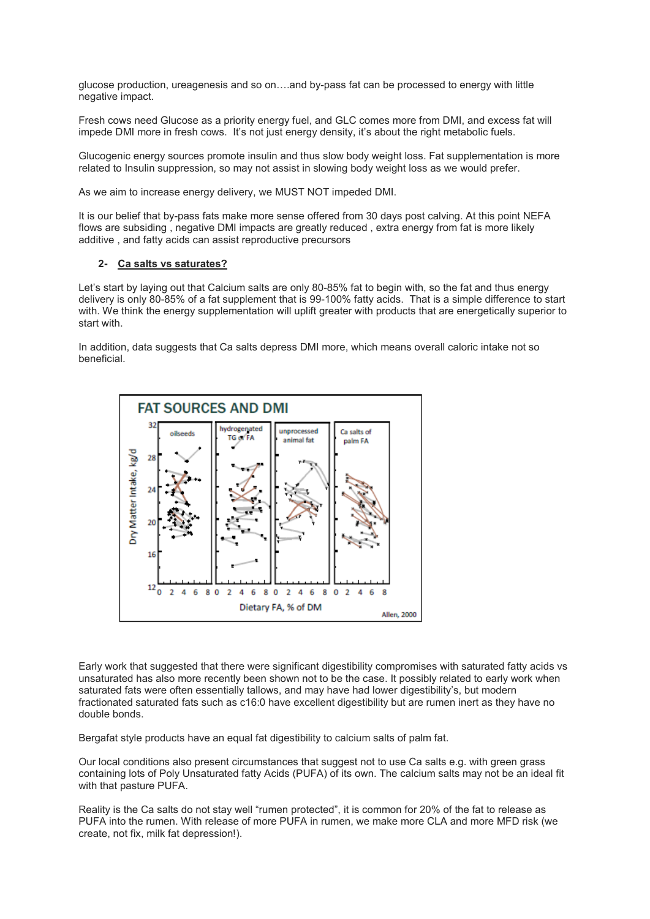glucose production, ureagenesis and so on….and by-pass fat can be processed to energy with little negative impact.

Fresh cows need Glucose as a priority energy fuel, and GLC comes more from DMI, and excess fat will impede DMI more in fresh cows. It's not just energy density, it's about the right metabolic fuels.

Glucogenic energy sources promote insulin and thus slow body weight loss. Fat supplementation is more related to Insulin suppression, so may not assist in slowing body weight loss as we would prefer.

As we aim to increase energy delivery, we MUST NOT impeded DMI.

It is our belief that by-pass fats make more sense offered from 30 days post calving. At this point NEFA flows are subsiding , negative DMI impacts are greatly reduced , extra energy from fat is more likely additive , and fatty acids can assist reproductive precursors

## 2- Ca salts vs saturates?

Let's start by laying out that Calcium salts are only 80-85% fat to begin with, so the fat and thus energy delivery is only 80-85% of a fat supplement that is 99-100% fatty acids. That is a simple difference to start with. We think the energy supplementation will uplift greater with products that are energetically superior to start with.

In addition, data suggests that Ca salts depress DMI more, which means overall caloric intake not so beneficial.

Early work that suggested that there were significant digestibility compromises with saturated fatty acids vs unsaturated has also more recently been shown not to be the case. It possibly related to early work when saturated fats were often essentially tallows, and may have had lower digestibility's, but modern fractionated saturated fats such as c16:0 have excellent digestibility but are rumen inert as they have no double bonds.

Bergafat style products have an equal fat digestibility to calcium salts of palm fat.

Our local conditions also present circumstances that suggest not to use Ca salts e.g. with green grass containing lots of Poly Unsaturated fatty Acids (PUFA) of its own. The calcium salts may not be an ideal fit with that pasture PUFA.

Reality is the Ca salts do not stay well "rumen protected", it is common for 20% of the fat to release as PUFA into the rumen. With release of more PUFA in rumen, we make more CLA and more MFD risk (we create, not fix, milk fat depression!).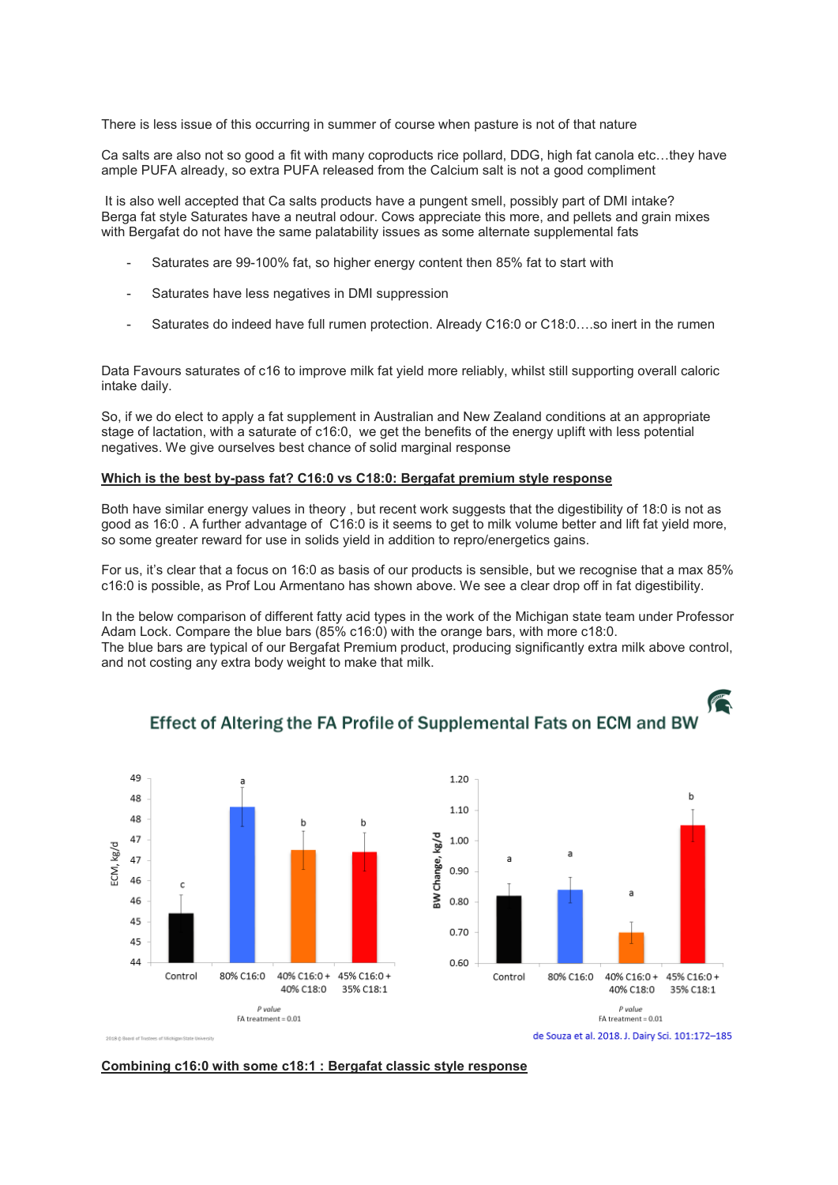There is less issue of this occurring in summer of course when pasture is not of that nature

Ca salts are also not so good a fit with many coproducts rice pollard, DDG, high fat canola etc…they have ample PUFA already, so extra PUFA released from the Calcium salt is not a good compliment

It is also well accepted that Ca salts products have a pungent smell, possibly part of DMI intake? Berga fat style Saturates have a neutral odour. Cows appreciate this more, and pellets and grain mixes with Bergafat do not have the same palatability issues as some alternate supplemental fats

- Saturates are 99-100% fat, so higher energy content then 85% fat to start with
- Saturates have less negatives in DMI suppression
- Saturates do indeed have full rumen protection. Already C16:0 or C18:0….so inert in the rumen

Data Favours saturates of c16 to improve milk fat yield more reliably, whilst still supporting overall caloric intake daily.

So, if we do elect to apply a fat supplement in Australian and New Zealand conditions at an appropriate stage of lactation, with a saturate of c16:0, we get the benefits of the energy uplift with less potential negatives. We give ourselves best chance of solid marginal response

**Which is the best by-pass fat? C16:0 vs C18:0: Bergafat premium style response**

Both have similar energy values in theory , but recent work suggests that the digestibility of 18:0 is not as good as 16:0 . A further advantage of C16:0 is it seems to get to milk volume better and lift fat yield more, so some greater reward for use in solids yield in addition to repro/energetics gains.

For us, it's clear that a focus on 16:0 as basis of our products is sensible, but we recognise that a max 85% c16:0 is possible, as Prof Lou Armentano has shown above. We see a clear drop off in fat digestibility.

In the below comparison of different fatty acid types in the work of the Michigan state team under Professor Adam Lock. Compare the blue bars (85% c16:0) with the orange bars, with more c18:0.
The blue bars are typical of our Bergafat Premium product, producing significantly extra milk above control, and not costing any extra body weight to make that milk.

**Effect of Altering the FA Profile of Supplemental Fats on ECM and BW**

| Treatment | ECM, kg/d (approx.) | BW Change, kg/d (approx.) |
|---|---|---|
| Control | ~45.2 (c) | ~0.82 (a) |
| 80% C16:0 | ~48.3 (a) | ~0.84 (a) |
| 40% C16:0 + 40% C18:0 | ~46.8 (b) | ~0.70 (a) |
| 45% C16:0 + 35% C18:1 | ~46.7 (b) | ~1.05 (b) |

*P value* FA treatment = 0.01 (ECM); *P value* FA treatment = 0.01 (BW Change)

2018 © Board of Trustees of Michigan State University

de Souza et al. 2018. J. Dairy Sci. 101:172–185

**Combining c16:0 with some c18:1 : Bergafat classic style response**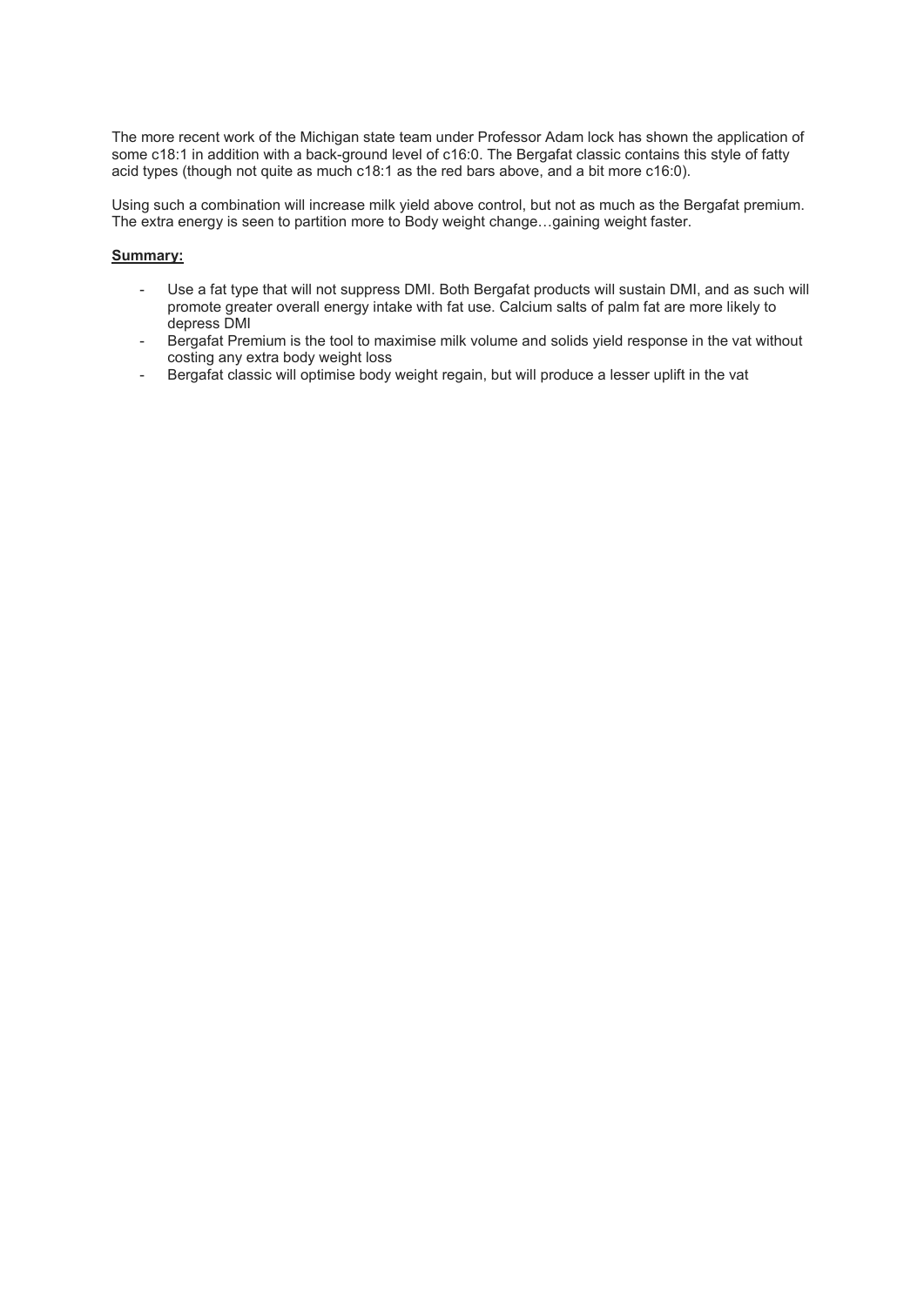The more recent work of the Michigan state team under Professor Adam lock has shown the application of some c18:1 in addition with a back-ground level of c16:0. The Bergafat classic contains this style of fatty acid types (though not quite as much c18:1 as the red bars above, and a bit more c16:0).

Using such a combination will increase milk yield above control, but not as much as the Bergafat premium. The extra energy is seen to partition more to Body weight change…gaining weight faster.

**Summary:**

- Use a fat type that will not suppress DMI. Both Bergafat products will sustain DMI, and as such will promote greater overall energy intake with fat use. Calcium salts of palm fat are more likely to depress DMI
- Bergafat Premium is the tool to maximise milk volume and solids yield response in the vat without costing any extra body weight loss
- Bergafat classic will optimise body weight regain, but will produce a lesser uplift in the vat